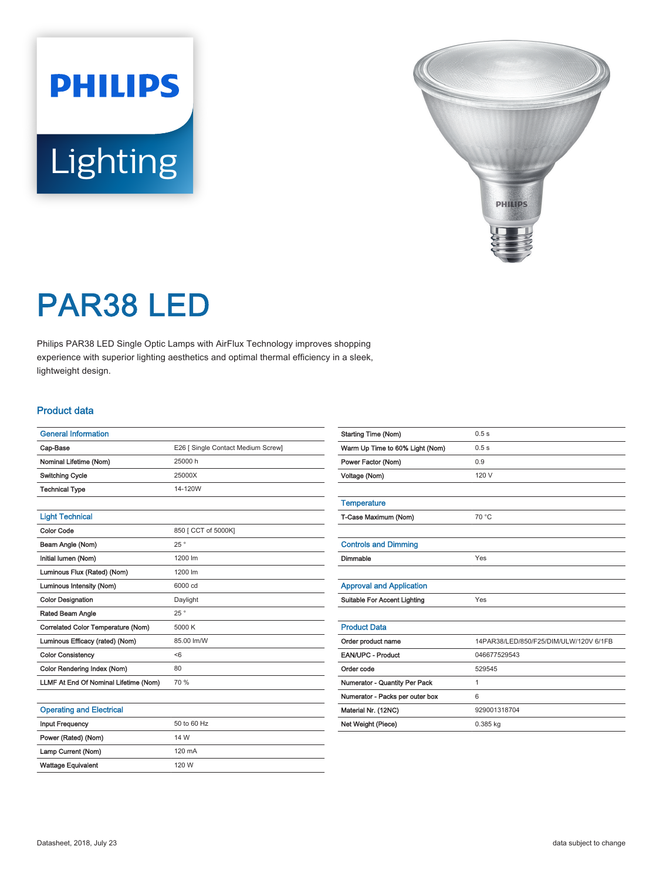# PAR38 LED

Philips PAR38 LED Single Optic Lamps with AirFlux Technology improves shopping experience with superior lighting aesthetics and optimal thermal efficiency in a sleek, lightweight design.

## Product data

| General Information | |
|---|---|
| Cap-Base | E26 [ Single Contact Medium Screw] |
| Nominal Lifetime (Nom) | 25000 h |
| Switching Cycle | 25000X |
| Technical Type | 14-120W |

| Light Technical | |
|---|---|
| Color Code | 850 [ CCT of 5000K] |
| Beam Angle (Nom) | 25 ° |
| Initial lumen (Nom) | 1200 lm |
| Luminous Flux (Rated) (Nom) | 1200 lm |
| Luminous Intensity (Nom) | 6000 cd |
| Color Designation | Daylight |
| Rated Beam Angle | 25 ° |
| Correlated Color Temperature (Nom) | 5000 K |
| Luminous Efficacy (rated) (Nom) | 85.00 lm/W |
| Color Consistency | <6 |
| Color Rendering Index (Nom) | 80 |
| LLMF At End Of Nominal Lifetime (Nom) | 70 % |

| Operating and Electrical | |
|---|---|
| Input Frequency | 50 to 60 Hz |
| Power (Rated) (Nom) | 14 W |
| Lamp Current (Nom) | 120 mA |
| Wattage Equivalent | 120 W |
| Starting Time (Nom) | 0.5 s |
| Warm Up Time to 60% Light (Nom) | 0.5 s |
| Power Factor (Nom) | 0.9 |
| Voltage (Nom) | 120 V |

| Temperature | |
|---|---|
| T-Case Maximum (Nom) | 70 °C |

| Controls and Dimming | |
|---|---|
| Dimmable | Yes |

| Approval and Application | |
|---|---|
| Suitable For Accent Lighting | Yes |

| Product Data | |
|---|---|
| Order product name | 14PAR38/LED/850/F25/DIM/ULW/120V 6/1FB |
| EAN/UPC - Product | 046677529543 |
| Order code | 529545 |
| Numerator - Quantity Per Pack | 1 |
| Numerator - Packs per outer box | 6 |
| Material Nr. (12NC) | 929001318704 |
| Net Weight (Piece) | 0.385 kg |

Datasheet, 2018, July 23

data subject to change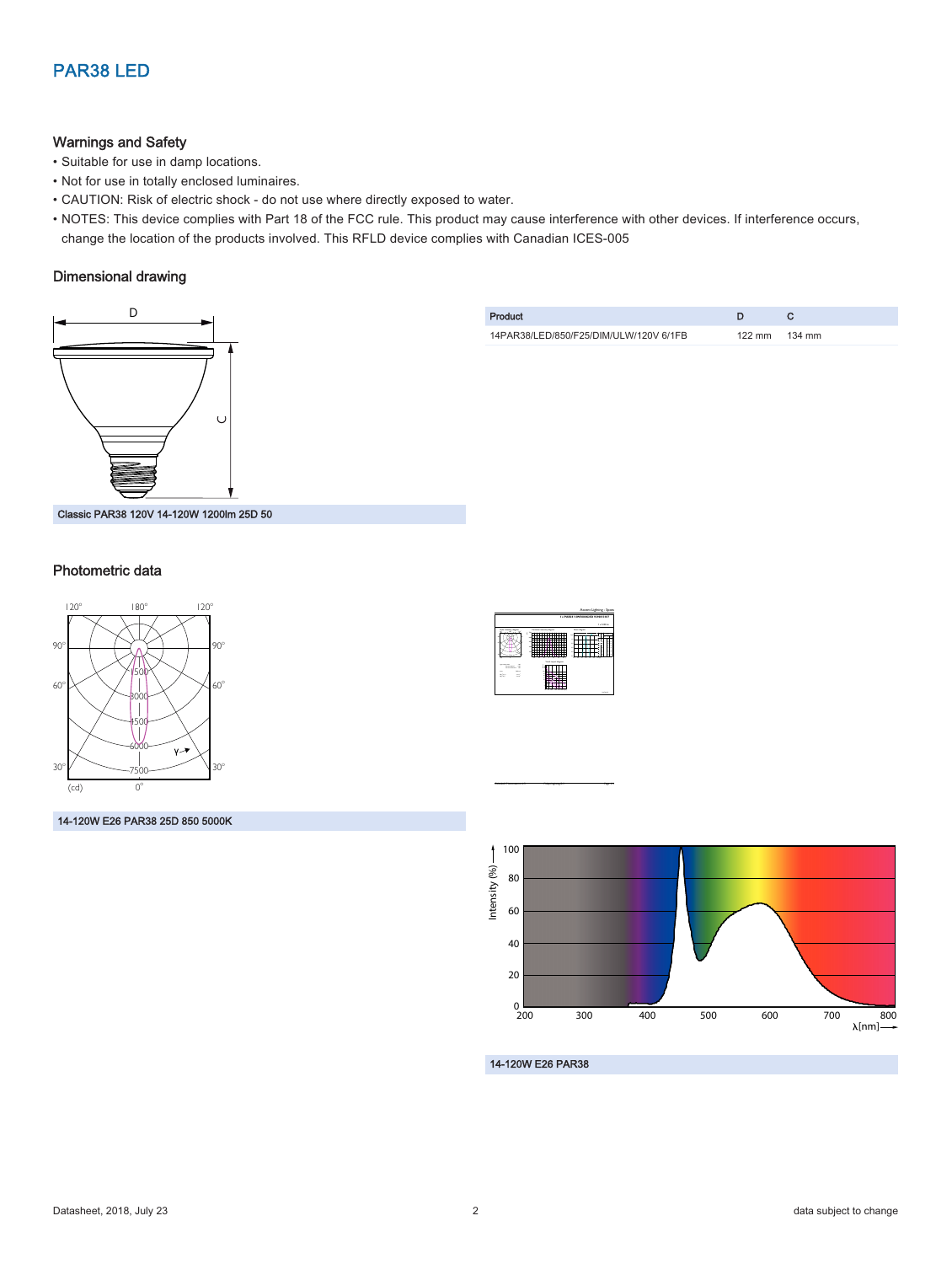# PAR38 LED

## Warnings and Safety

- Suitable for use in damp locations.
- Not for use in totally enclosed luminaires.
- CAUTION: Risk of electric shock - do not use where directly exposed to water.
- NOTES: This device complies with Part 18 of the FCC rule. This product may cause interference with other devices. If interference occurs, change the location of the products involved. This RFLD device complies with Canadian ICES-005

## Dimensional drawing

| Product | D | C |
| --- | --- | --- |
| 14PAR38/LED/850/F25/DIM/ULW/120V 6/1FB | 122 mm | 134 mm |

**Classic PAR38 120V 14-120W 1200lm 25D 50**

## Photometric data

**14-120W E26 PAR38 25D 850 5000K**

**14-120W E26 PAR38**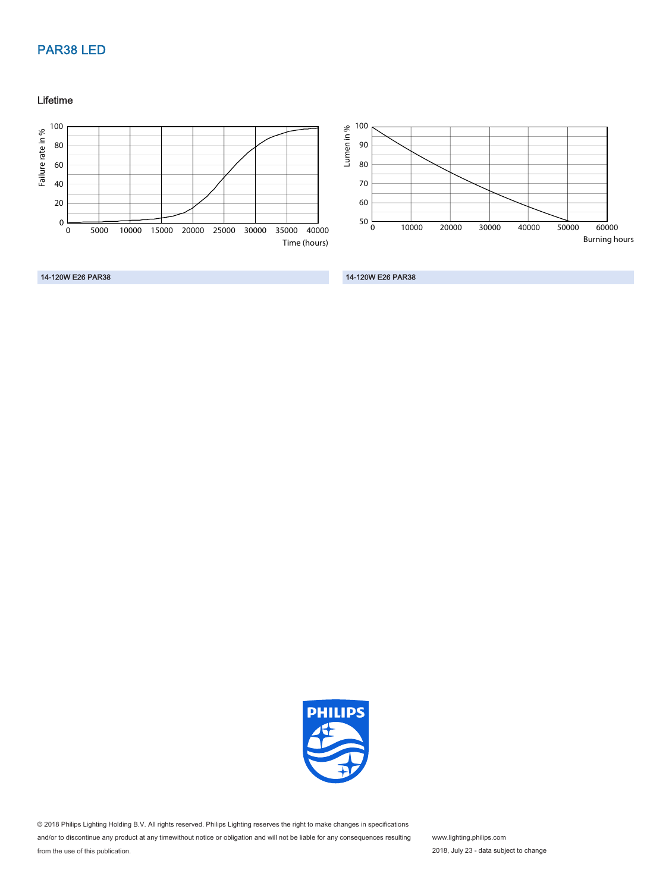## PAR38 LED

### Lifetime

Failure rate in %

100
80
60
40
20
0

0 5000 10000 15000 20000 25000 30000 35000 40000

Time (hours)

Lumen in %

100
90
80
70
60
50

0 10000 20000 30000 40000 50000 60000

Burning hours

14-120W E26 PAR38

14-120W E26 PAR38

PHILIPS

© 2018 Philips Lighting Holding B.V. All rights reserved. Philips Lighting reserves the right to make changes in specifications and/or to discontinue any product at any timewithout notice or obligation and will not be liable for any consequences resulting from the use of this publication.

www.lighting.philips.com

2018, July 23 - data subject to change